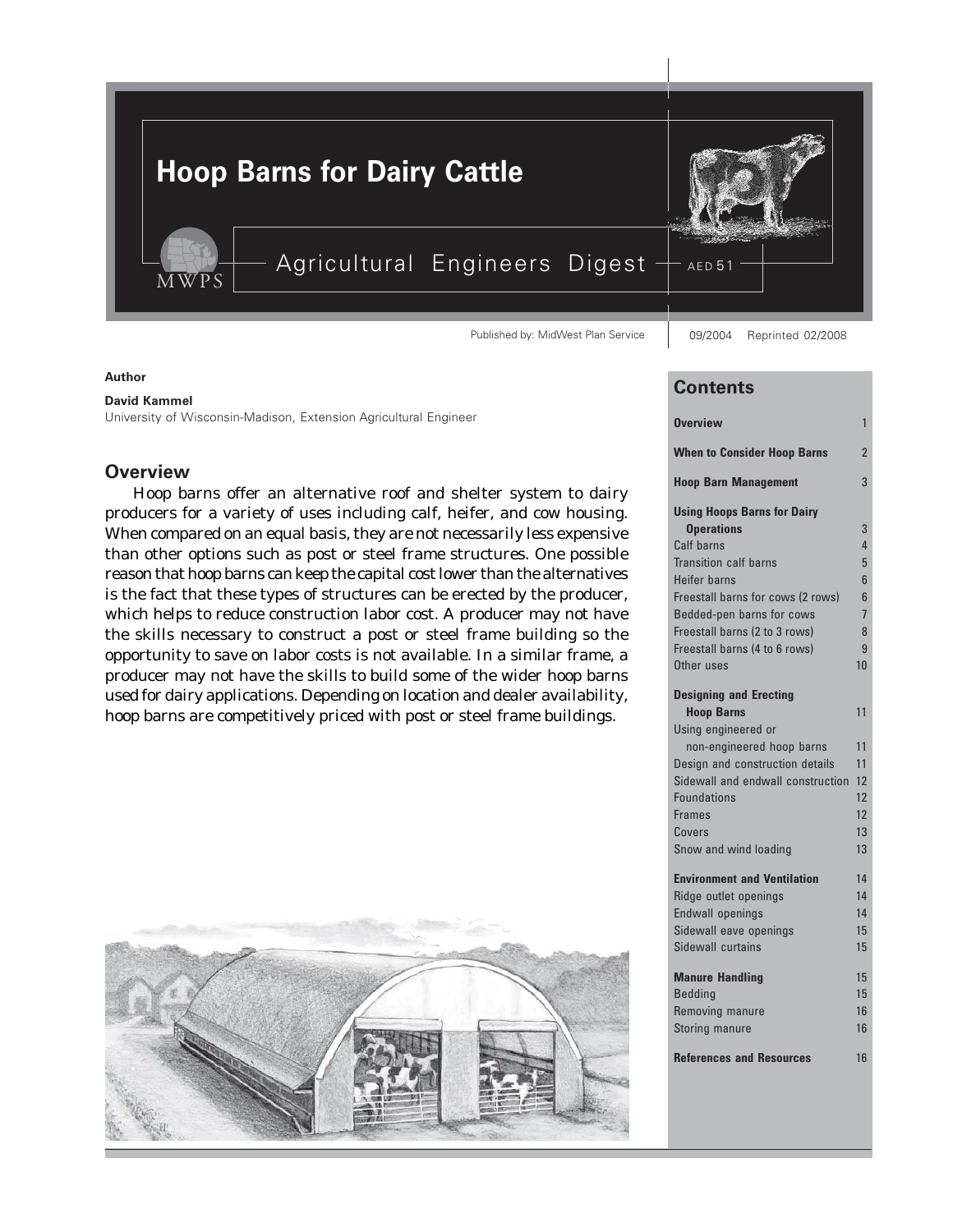# Hoop Barns for Dairy Cattle

Agricultural Engineers Digest — AED 51

MWPS

Published by: MidWest Plan Service | 09/2004 Reprinted 02/2008

**Author**

**David Kammel**
University of Wisconsin-Madison, Extension Agricultural Engineer

## Overview

Hoop barns offer an alternative roof and shelter system to dairy producers for a variety of uses including calf, heifer, and cow housing. When compared on an equal basis, they are not necessarily less expensive than other options such as post or steel frame structures. One possible reason that hoop barns can keep the capital cost lower than the alternatives is the fact that these types of structures can be erected by the producer, which helps to reduce construction labor cost. A producer may not have the skills necessary to construct a post or steel frame building so the opportunity to save on labor costs is not available. In a similar frame, a producer may not have the skills to build some of the wider hoop barns used for dairy applications. Depending on location and dealer availability, hoop barns are competitively priced with post or steel frame buildings.

## Contents

| | |
|---|---|
| **Overview** | 1 |
| **When to Consider Hoop Barns** | 2 |
| **Hoop Barn Management** | 3 |
| **Using Hoops Barns for Dairy Operations** | 3 |
| Calf barns | 4 |
| Transition calf barns | 5 |
| Heifer barns | 6 |
| Freestall barns for cows (2 rows) | 6 |
| Bedded-pen barns for cows | 7 |
| Freestall barns (2 to 3 rows) | 8 |
| Freestall barns (4 to 6 rows) | 9 |
| Other uses | 10 |
| **Designing and Erecting Hoop Barns** | 11 |
| Using engineered or non-engineered hoop barns | 11 |
| Design and construction details | 11 |
| Sidewall and endwall construction | 12 |
| Foundations | 12 |
| Frames | 12 |
| Covers | 13 |
| Snow and wind loading | 13 |
| **Environment and Ventilation** | 14 |
| Ridge outlet openings | 14 |
| Endwall openings | 14 |
| Sidewall eave openings | 15 |
| Sidewall curtains | 15 |
| **Manure Handling** | 15 |
| Bedding | 15 |
| Removing manure | 16 |
| Storing manure | 16 |
| **References and Resources** | 16 |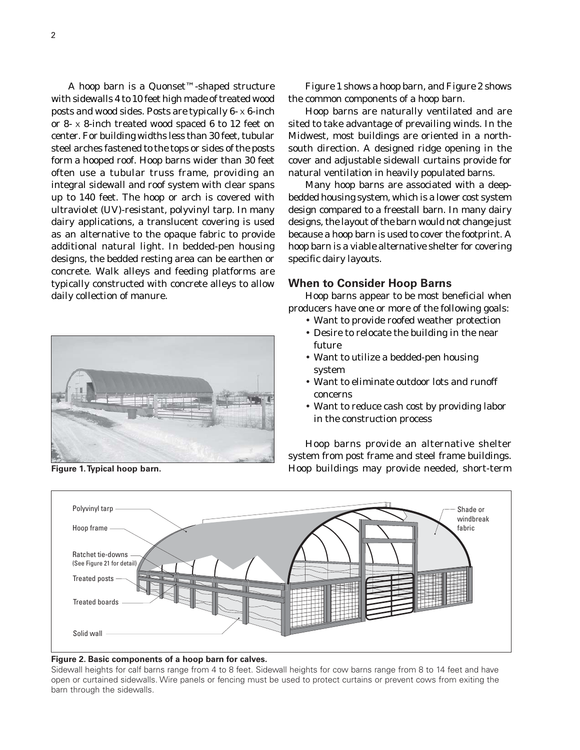A hoop barn is a Quonset™-shaped structure with sidewalls 4 to 10 feet high made of treated wood posts and wood sides. Posts are typically 6- x 6-inch or 8- x 8-inch treated wood spaced 6 to 12 feet on center. For building widths less than 30 feet, tubular steel arches fastened to the tops or sides of the posts form a hooped roof. Hoop barns wider than 30 feet often use a tubular truss frame, providing an integral sidewall and roof system with clear spans up to 140 feet. The hoop or arch is covered with ultraviolet (UV)-resistant, polyvinyl tarp. In many dairy applications, a translucent covering is used as an alternative to the opaque fabric to provide additional natural light. In bedded-pen housing designs, the bedded resting area can be earthen or concrete. Walk alleys and feeding platforms are typically constructed with concrete alleys to allow daily collection of manure.

**Figure 1. Typical hoop barn.**

Figure 1 shows a hoop barn, and Figure 2 shows the common components of a hoop barn.

Hoop barns are naturally ventilated and are sited to take advantage of prevailing winds. In the Midwest, most buildings are oriented in a north-south direction. A designed ridge opening in the cover and adjustable sidewall curtains provide for natural ventilation in heavily populated barns.

Many hoop barns are associated with a deep-bedded housing system, which is a lower cost system design compared to a freestall barn. In many dairy designs, the layout of the barn would not change just because a hoop barn is used to cover the footprint. A hoop barn is a viable alternative shelter for covering specific dairy layouts.

## When to Consider Hoop Barns

Hoop barns appear to be most beneficial when producers have one or more of the following goals:

- Want to provide roofed weather protection
- Desire to relocate the building in the near future
- Want to utilize a bedded-pen housing system
- Want to eliminate outdoor lots and runoff concerns
- Want to reduce cash cost by providing labor in the construction process

Hoop barns provide an alternative shelter system from post frame and steel frame buildings. Hoop buildings may provide needed, short-term

Polyvinyl tarp
Hoop frame
Ratchet tie-downs (See Figure 21 for detail)
Treated posts
Treated boards
Solid wall
Shade or windbreak fabric

**Figure 2. Basic components of a hoop barn for calves.**

Sidewall heights for calf barns range from 4 to 8 feet. Sidewall heights for cow barns range from 8 to 14 feet and have open or curtained sidewalls. Wire panels or fencing must be used to protect curtains or prevent cows from exiting the barn through the sidewalls.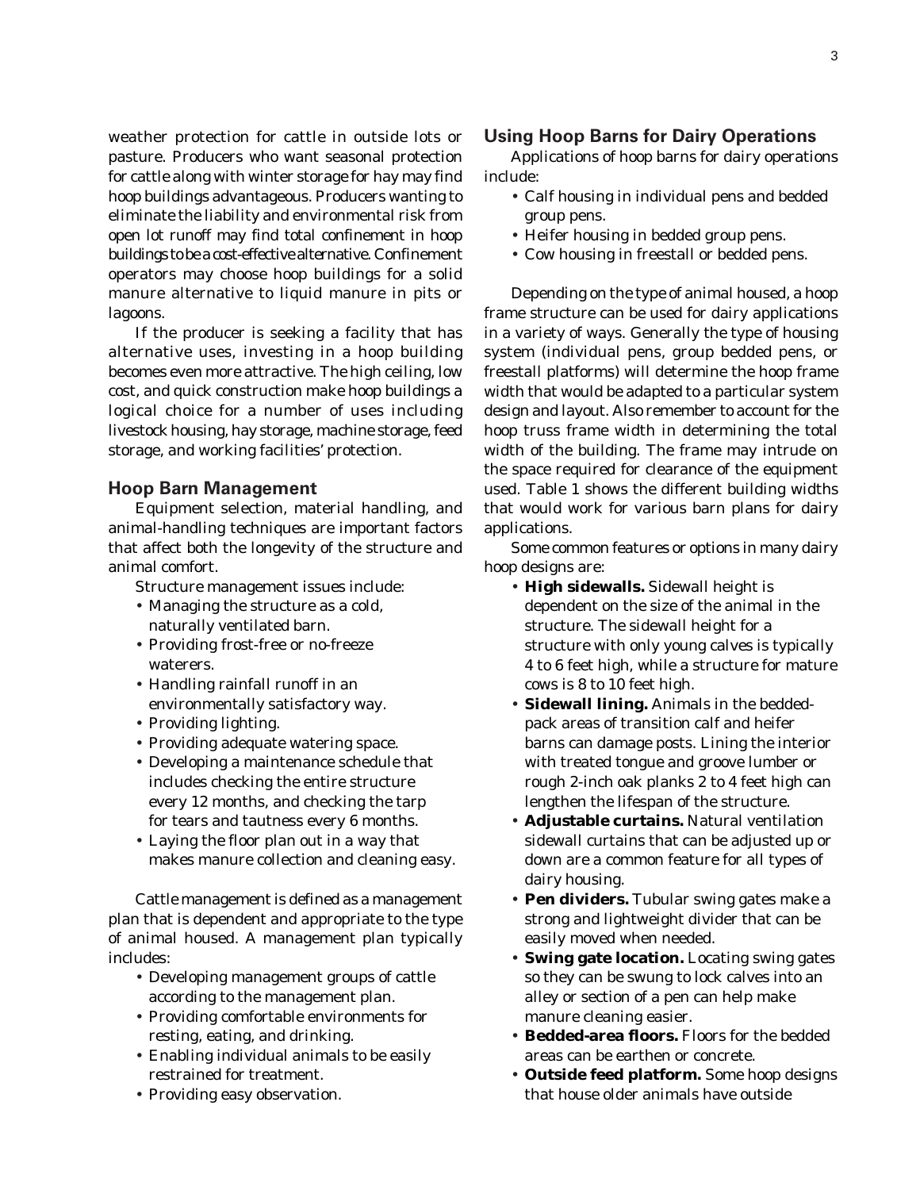weather protection for cattle in outside lots or pasture. Producers who want seasonal protection for cattle along with winter storage for hay may find hoop buildings advantageous. Producers wanting to eliminate the liability and environmental risk from open lot runoff may find total confinement in hoop buildings to be a cost-effective alternative. Confinement operators may choose hoop buildings for a solid manure alternative to liquid manure in pits or lagoons.

If the producer is seeking a facility that has alternative uses, investing in a hoop building becomes even more attractive. The high ceiling, low cost, and quick construction make hoop buildings a logical choice for a number of uses including livestock housing, hay storage, machine storage, feed storage, and working facilities' protection.

### Hoop Barn Management

Equipment selection, material handling, and animal-handling techniques are important factors that affect both the longevity of the structure and animal comfort.

Structure management issues include:

- Managing the structure as a cold, naturally ventilated barn.
- Providing frost-free or no-freeze waterers.
- Handling rainfall runoff in an environmentally satisfactory way.
- Providing lighting.
- Providing adequate watering space.
- Developing a maintenance schedule that includes checking the entire structure every 12 months, and checking the tarp for tears and tautness every 6 months.
- Laying the floor plan out in a way that makes manure collection and cleaning easy.

Cattle management is defined as a management plan that is dependent and appropriate to the type of animal housed. A management plan typically includes:

- Developing management groups of cattle according to the management plan.
- Providing comfortable environments for resting, eating, and drinking.
- Enabling individual animals to be easily restrained for treatment.
- Providing easy observation.

### Using Hoop Barns for Dairy Operations

Applications of hoop barns for dairy operations include:

- Calf housing in individual pens and bedded group pens.
- Heifer housing in bedded group pens.
- Cow housing in freestall or bedded pens.

Depending on the type of animal housed, a hoop frame structure can be used for dairy applications in a variety of ways. Generally the type of housing system (individual pens, group bedded pens, or freestall platforms) will determine the hoop frame width that would be adapted to a particular system design and layout. Also remember to account for the hoop truss frame width in determining the total width of the building. The frame may intrude on the space required for clearance of the equipment used. Table 1 shows the different building widths that would work for various barn plans for dairy applications.

Some common features or options in many dairy hoop designs are:

- **High sidewalls.** Sidewall height is dependent on the size of the animal in the structure. The sidewall height for a structure with only young calves is typically 4 to 6 feet high, while a structure for mature cows is 8 to 10 feet high.
- **Sidewall lining.** Animals in the bedded-pack areas of transition calf and heifer barns can damage posts. Lining the interior with treated tongue and groove lumber or rough 2-inch oak planks 2 to 4 feet high can lengthen the lifespan of the structure.
- **Adjustable curtains.** Natural ventilation sidewall curtains that can be adjusted up or down are a common feature for all types of dairy housing.
- **Pen dividers.** Tubular swing gates make a strong and lightweight divider that can be easily moved when needed.
- **Swing gate location.** Locating swing gates so they can be swung to lock calves into an alley or section of a pen can help make manure cleaning easier.
- **Bedded-area floors.** Floors for the bedded areas can be earthen or concrete.
- **Outside feed platform.** Some hoop designs that house older animals have outside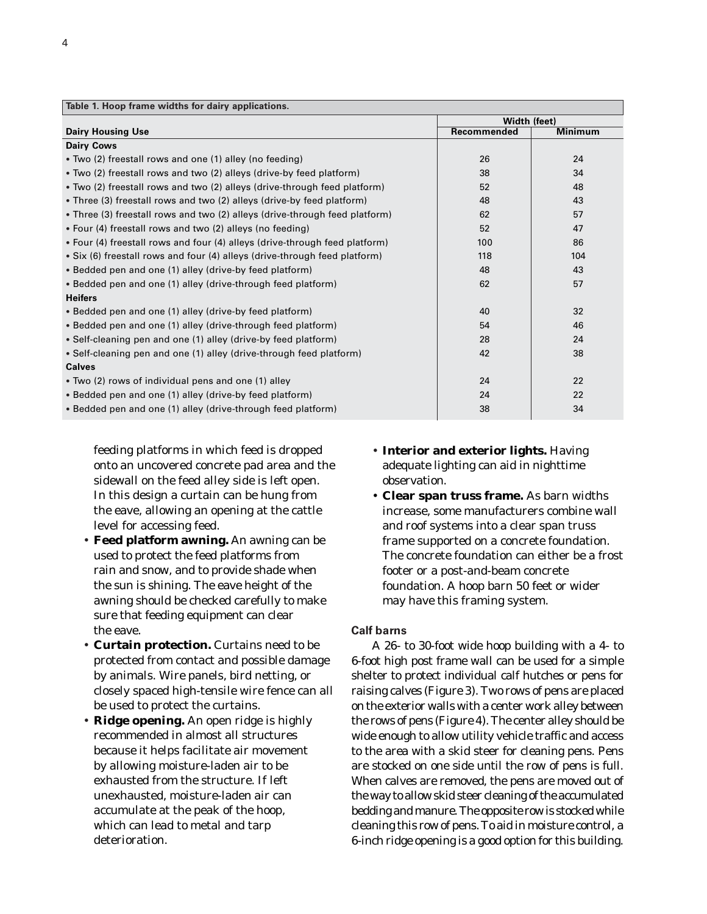Table 1. Hoop frame widths for dairy applications.

| Dairy Housing Use | Width (feet) Recommended | Width (feet) Minimum |
|---|---|---|
| **Dairy Cows** | | |
| • Two (2) freestall rows and one (1) alley (no feeding) | 26 | 24 |
| • Two (2) freestall rows and two (2) alleys (drive-by feed platform) | 38 | 34 |
| • Two (2) freestall rows and two (2) alleys (drive-through feed platform) | 52 | 48 |
| • Three (3) freestall rows and two (2) alleys (drive-by feed platform) | 48 | 43 |
| • Three (3) freestall rows and two (2) alleys (drive-through feed platform) | 62 | 57 |
| • Four (4) freestall rows and two (2) alleys (no feeding) | 52 | 47 |
| • Four (4) freestall rows and four (4) alleys (drive-through feed platform) | 100 | 86 |
| • Six (6) freestall rows and four (4) alleys (drive-through feed platform) | 118 | 104 |
| • Bedded pen and one (1) alley (drive-by feed platform) | 48 | 43 |
| • Bedded pen and one (1) alley (drive-through feed platform) | 62 | 57 |
| **Heifers** | | |
| • Bedded pen and one (1) alley (drive-by feed platform) | 40 | 32 |
| • Bedded pen and one (1) alley (drive-through feed platform) | 54 | 46 |
| • Self-cleaning pen and one (1) alley (drive-by feed platform) | 28 | 24 |
| • Self-cleaning pen and one (1) alley (drive-through feed platform) | 42 | 38 |
| **Calves** | | |
| • Two (2) rows of individual pens and one (1) alley | 24 | 22 |
| • Bedded pen and one (1) alley (drive-by feed platform) | 24 | 22 |
| • Bedded pen and one (1) alley (drive-through feed platform) | 38 | 34 |

feeding platforms in which feed is dropped onto an uncovered concrete pad area and the sidewall on the feed alley side is left open. In this design a curtain can be hung from the eave, allowing an opening at the cattle level for accessing feed.

- **Feed platform awning.** An awning can be used to protect the feed platforms from rain and snow, and to provide shade when the sun is shining. The eave height of the awning should be checked carefully to make sure that feeding equipment can clear the eave.
- **Curtain protection.** Curtains need to be protected from contact and possible damage by animals. Wire panels, bird netting, or closely spaced high-tensile wire fence can all be used to protect the curtains.
- **Ridge opening.** An open ridge is highly recommended in almost all structures because it helps facilitate air movement by allowing moisture-laden air to be exhausted from the structure. If left unexhausted, moisture-laden air can accumulate at the peak of the hoop, which can lead to metal and tarp deterioration.
- **Interior and exterior lights.** Having adequate lighting can aid in nighttime observation.
- **Clear span truss frame.** As barn widths increase, some manufacturers combine wall and roof systems into a clear span truss frame supported on a concrete foundation. The concrete foundation can either be a frost footer or a post-and-beam concrete foundation. A hoop barn 50 feet or wider may have this framing system.

### Calf barns

A 26- to 30-foot wide hoop building with a 4- to 6-foot high post frame wall can be used for a simple shelter to protect individual calf hutches or pens for raising calves (Figure 3). Two rows of pens are placed on the exterior walls with a center work alley between the rows of pens (Figure 4). The center alley should be wide enough to allow utility vehicle traffic and access to the area with a skid steer for cleaning pens. Pens are stocked on one side until the row of pens is full. When calves are removed, the pens are moved out of the way to allow skid steer cleaning of the accumulated bedding and manure. The opposite row is stocked while cleaning this row of pens. To aid in moisture control, a 6-inch ridge opening is a good option for this building.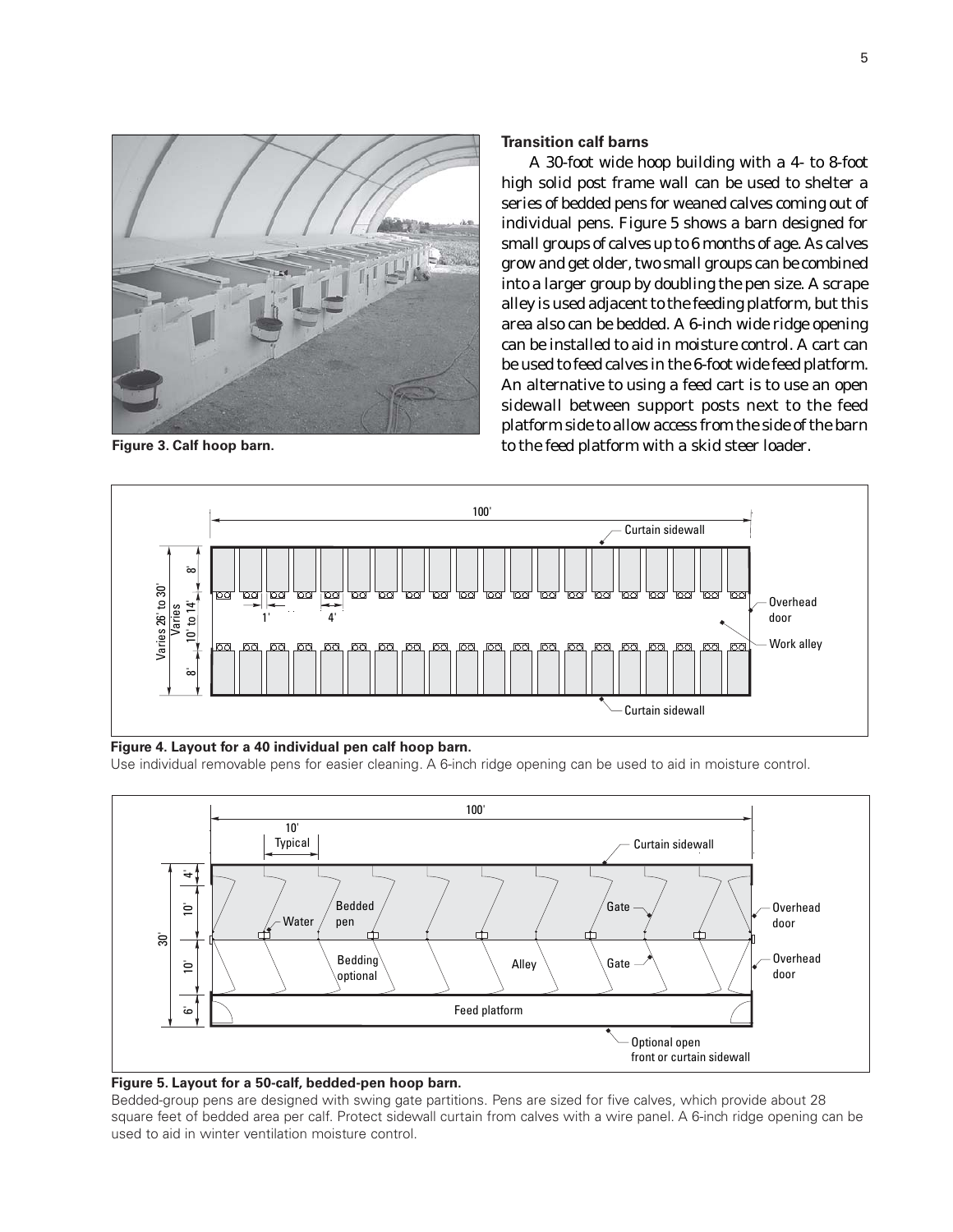Figure 3. Calf hoop barn.

### Transition calf barns

A 30-foot wide hoop building with a 4- to 8-foot high solid post frame wall can be used to shelter a series of bedded pens for weaned calves coming out of individual pens. Figure 5 shows a barn designed for small groups of calves up to 6 months of age. As calves grow and get older, two small groups can be combined into a larger group by doubling the pen size. A scrape alley is used adjacent to the feeding platform, but this area also can be bedded. A 6-inch wide ridge opening can be installed to aid in moisture control. A cart can be used to feed calves in the 6-foot wide feed platform. An alternative to using a feed cart is to use an open sidewall between support posts next to the feed platform side to allow access from the side of the barn to the feed platform with a skid steer loader.

100'
Curtain sidewall
Varies 26' to 30'
8'
Varies 10' to 14'
8'
1'
4'
Overhead door
Work alley
Curtain sidewall

**Figure 4. Layout for a 40 individual pen calf hoop barn.**
Use individual removable pens for easier cleaning. A 6-inch ridge opening can be used to aid in moisture control.

100'
10' Typical
Curtain sidewall
30'
4'
10'
10'
6'
Water
Bedded pen
Gate
Overhead door
Bedding optional
Alley
Gate
Overhead door
Feed platform
Optional open front or curtain sidewall

**Figure 5. Layout for a 50-calf, bedded-pen hoop barn.**
Bedded-group pens are designed with swing gate partitions. Pens are sized for five calves, which provide about 28 square feet of bedded area per calf. Protect sidewall curtain from calves with a wire panel. A 6-inch ridge opening can be used to aid in winter ventilation moisture control.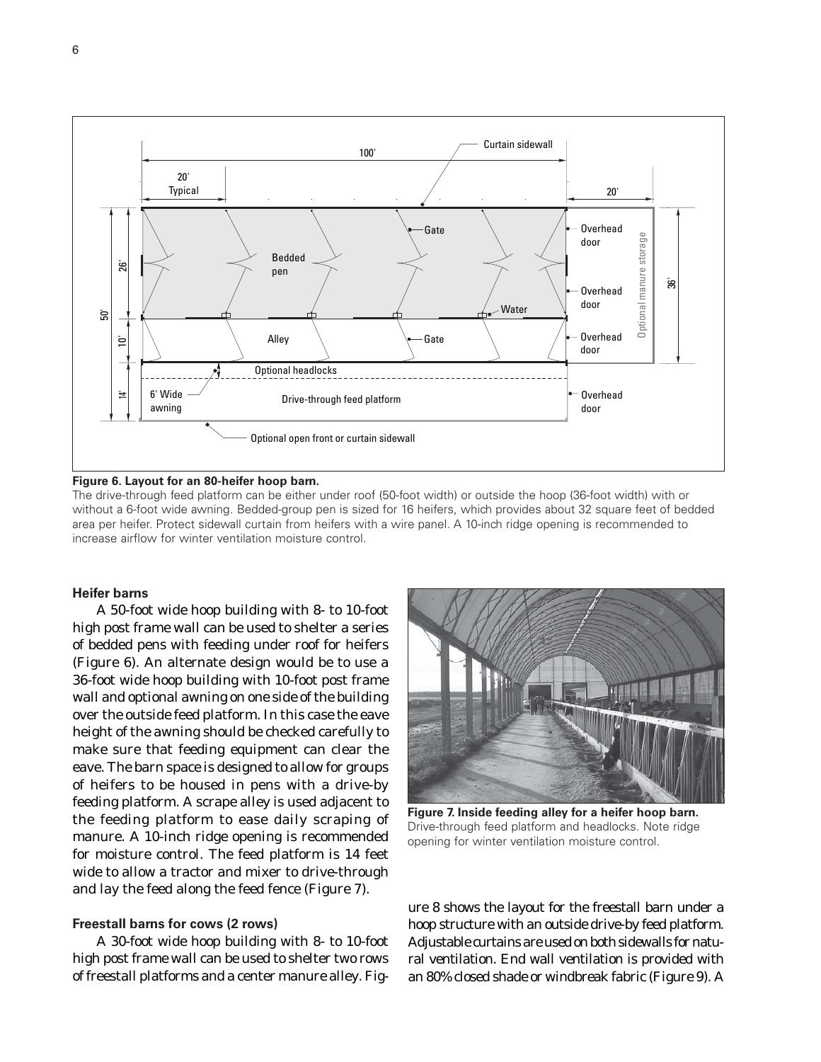100'

20' Typical

20'

Curtain sidewall

Gate

Overhead door

Bedded pen

Overhead door

Water

Optional manure storage

36'

50'

26'

10'

Alley

Gate

Overhead door

Optional headlocks

14'

6' Wide awning

Drive-through feed platform

Overhead door

Optional open front or curtain sidewall

**Figure 6. Layout for an 80-heifer hoop barn.**
The drive-through feed platform can be either under roof (50-foot width) or outside the hoop (36-foot width) with or without a 6-foot wide awning. Bedded-group pen is sized for 16 heifers, which provides about 32 square feet of bedded area per heifer. Protect sidewall curtain from heifers with a wire panel. A 10-inch ridge opening is recommended to increase airflow for winter ventilation moisture control.

### Heifer barns

A 50-foot wide hoop building with 8- to 10-foot high post frame wall can be used to shelter a series of bedded pens with feeding under roof for heifers (Figure 6). An alternate design would be to use a 36-foot wide hoop building with 10-foot post frame wall and optional awning on one side of the building over the outside feed platform. In this case the eave height of the awning should be checked carefully to make sure that feeding equipment can clear the eave. The barn space is designed to allow for groups of heifers to be housed in pens with a drive-by feeding platform. A scrape alley is used adjacent to the feeding platform to ease daily scraping of manure. A 10-inch ridge opening is recommended for moisture control. The feed platform is 14 feet wide to allow a tractor and mixer to drive-through and lay the feed along the feed fence (Figure 7).

**Figure 7. Inside feeding alley for a heifer hoop barn.**
Drive-through feed platform and headlocks. Note ridge opening for winter ventilation moisture control.

### Freestall barns for cows (2 rows)

A 30-foot wide hoop building with 8- to 10-foot high post frame wall can be used to shelter two rows of freestall platforms and a center manure alley. Figure 8 shows the layout for the freestall barn under a hoop structure with an outside drive-by feed platform. Adjustable curtains are used on both sidewalls for natural ventilation. End wall ventilation is provided with an 80% closed shade or windbreak fabric (Figure 9). A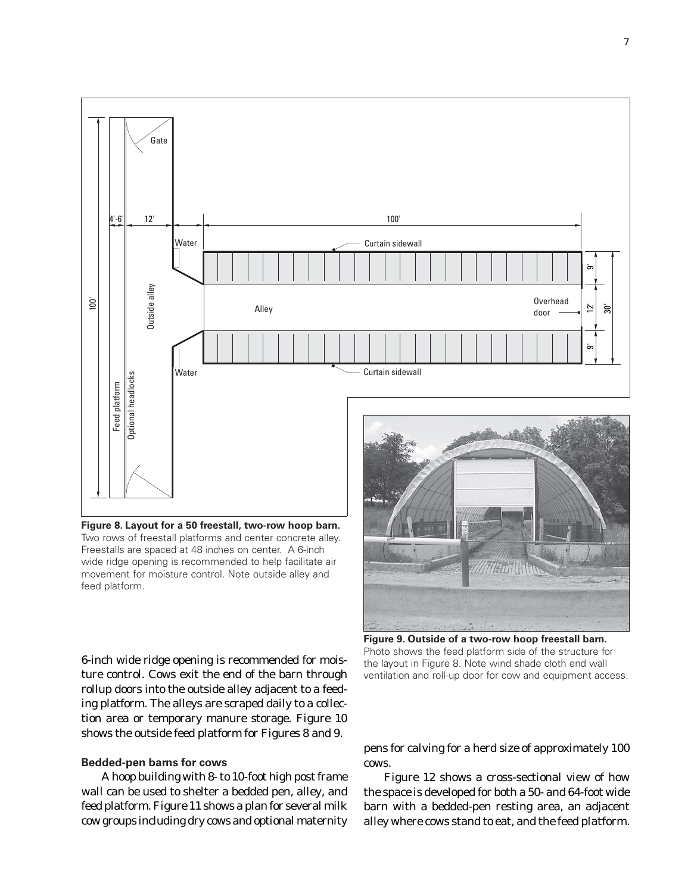Gate

4'-6"

12'

100'

Water

Curtain sidewall

9'

100'

Outside alley

Alley

Overhead door

12'

30'

9'

Water

Curtain sidewall

Feed platform

Optional headlocks

**Figure 8. Layout for a 50 freestall, two-row hoop barn.** Two rows of freestall platforms and center concrete alley. Freestalls are spaced at 48 inches on center. A 6-inch wide ridge opening is recommended to help facilitate air movement for moisture control. Note outside alley and feed platform.

**Figure 9. Outside of a two-row hoop freestall barn.** Photo shows the feed platform side of the structure for the layout in Figure 8. Note wind shade cloth end wall ventilation and roll-up door for cow and equipment access.

6-inch wide ridge opening is recommended for moisture control. Cows exit the end of the barn through rollup doors into the outside alley adjacent to a feeding platform. The alleys are scraped daily to a collection area or temporary manure storage. Figure 10 shows the outside feed platform for Figures 8 and 9.

### Bedded-pen barns for cows

A hoop building with 8- to 10-foot high post frame wall can be used to shelter a bedded pen, alley, and feed platform. Figure 11 shows a plan for several milk cow groups including dry cows and optional maternity pens for calving for a herd size of approximately 100 cows.

Figure 12 shows a cross-sectional view of how the space is developed for both a 50- and 64-foot wide barn with a bedded-pen resting area, an adjacent alley where cows stand to eat, and the feed platform.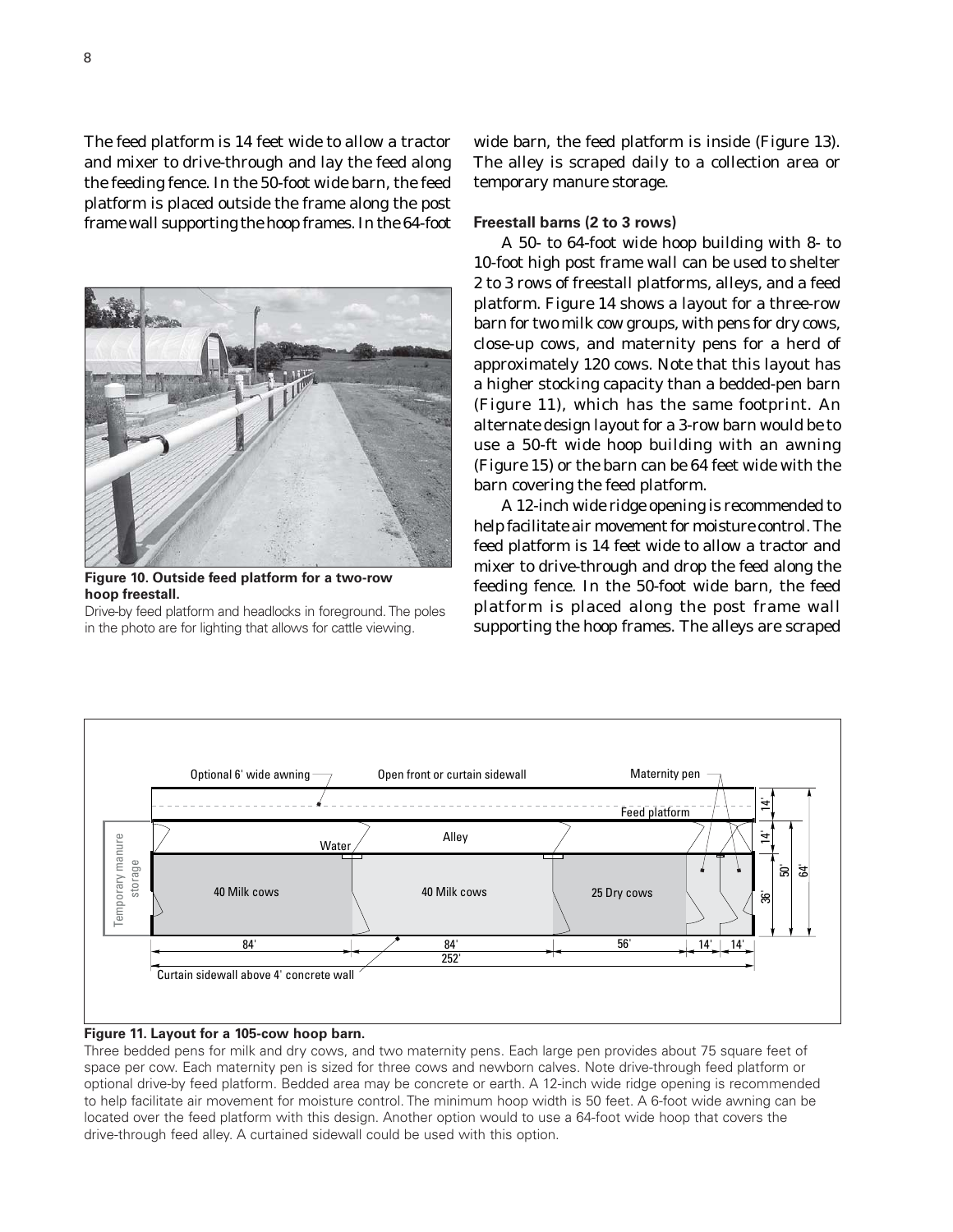The feed platform is 14 feet wide to allow a tractor and mixer to drive-through and lay the feed along the feeding fence. In the 50-foot wide barn, the feed platform is placed outside the frame along the post frame wall supporting the hoop frames. In the 64-foot wide barn, the feed platform is inside (Figure 13). The alley is scraped daily to a collection area or temporary manure storage.

**Figure 10. Outside feed platform for a two-row hoop freestall.**

Drive-by feed platform and headlocks in foreground. The poles in the photo are for lighting that allows for cattle viewing.

### Freestall barns (2 to 3 rows)

A 50- to 64-foot wide hoop building with 8- to 10-foot high post frame wall can be used to shelter 2 to 3 rows of freestall platforms, alleys, and a feed platform. Figure 14 shows a layout for a three-row barn for two milk cow groups, with pens for dry cows, close-up cows, and maternity pens for a herd of approximately 120 cows. Note that this layout has a higher stocking capacity than a bedded-pen barn (Figure 11), which has the same footprint. An alternate design layout for a 3-row barn would be to use a 50-ft wide hoop building with an awning (Figure 15) or the barn can be 64 feet wide with the barn covering the feed platform.

A 12-inch wide ridge opening is recommended to help facilitate air movement for moisture control. The feed platform is 14 feet wide to allow a tractor and mixer to drive-through and drop the feed along the feeding fence. In the 50-foot wide barn, the feed platform is placed along the post frame wall supporting the hoop frames. The alleys are scraped

Optional 6' wide awning
Open front or curtain sidewall
Maternity pen
Feed platform
Alley
Water
Temporary manure storage
40 Milk cows
40 Milk cows
25 Dry cows
84'
84'
56'
14'
14'
252'
14'
14'
36'
50'
64'
Curtain sidewall above 4' concrete wall

**Figure 11. Layout for a 105-cow hoop barn.**

Three bedded pens for milk and dry cows, and two maternity pens. Each large pen provides about 75 square feet of space per cow. Each maternity pen is sized for three cows and newborn calves. Note drive-through feed platform or optional drive-by feed platform. Bedded area may be concrete or earth. A 12-inch wide ridge opening is recommended to help facilitate air movement for moisture control. The minimum hoop width is 50 feet. A 6-foot wide awning can be located over the feed platform with this design. Another option would to use a 64-foot wide hoop that covers the drive-through feed alley. A curtained sidewall could be used with this option.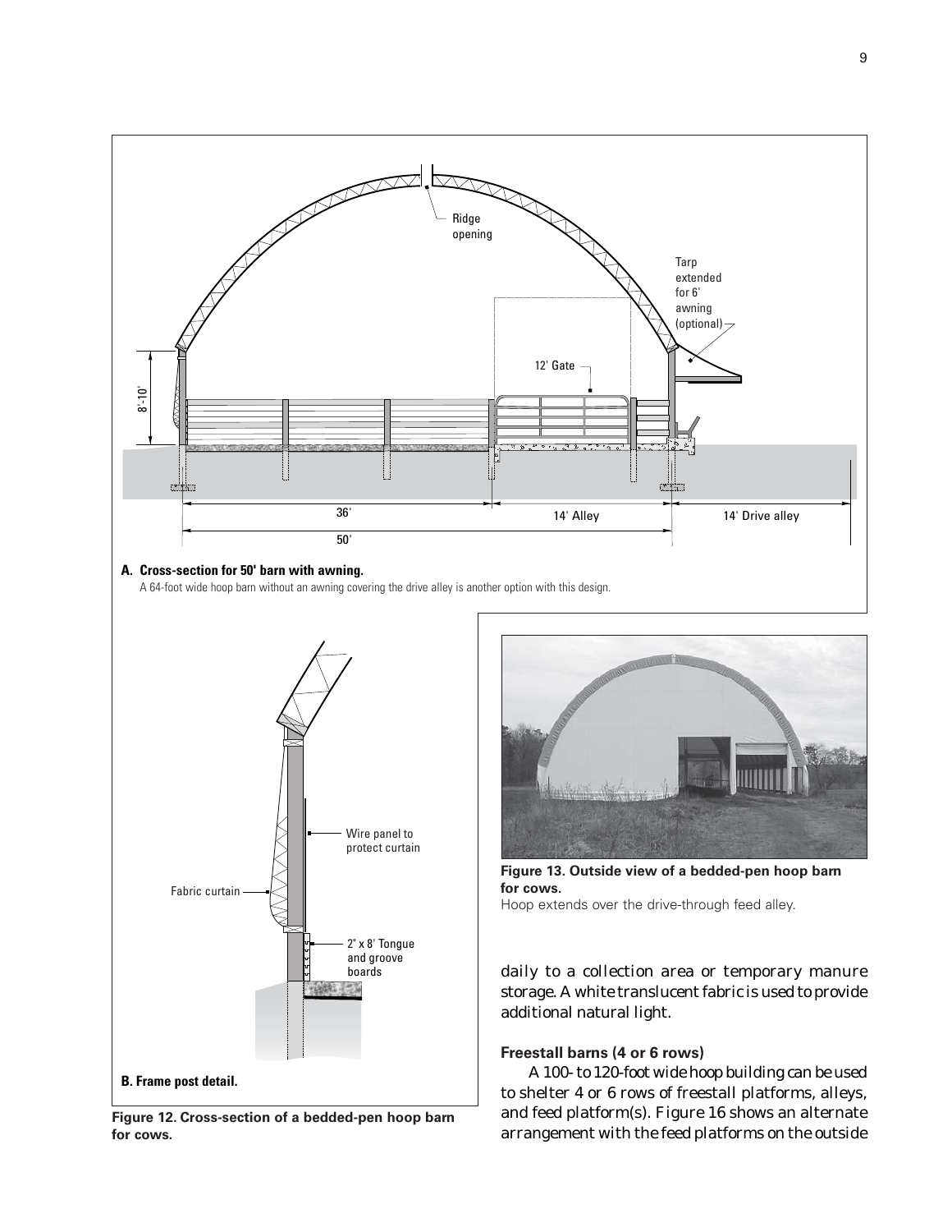Ridge opening

Tarp extended for 6' awning (optional)

12' Gate

8'-10'

36'

14' Alley

14' Drive alley

50'

**A. Cross-section for 50' barn with awning.**
A 64-foot wide hoop barn without an awning covering the drive alley is another option with this design.

Wire panel to protect curtain

Fabric curtain

2" x 8' Tongue and groove boards

**B. Frame post detail.**

**Figure 12. Cross-section of a bedded-pen hoop barn for cows.**

**Figure 13. Outside view of a bedded-pen hoop barn for cows.**
Hoop extends over the drive-through feed alley.

daily to a collection area or temporary manure storage. A white translucent fabric is used to provide additional natural light.

**Freestall barns (4 or 6 rows)**

A 100- to 120-foot wide hoop building can be used to shelter 4 or 6 rows of freestall platforms, alleys, and feed platform(s). Figure 16 shows an alternate arrangement with the feed platforms on the outside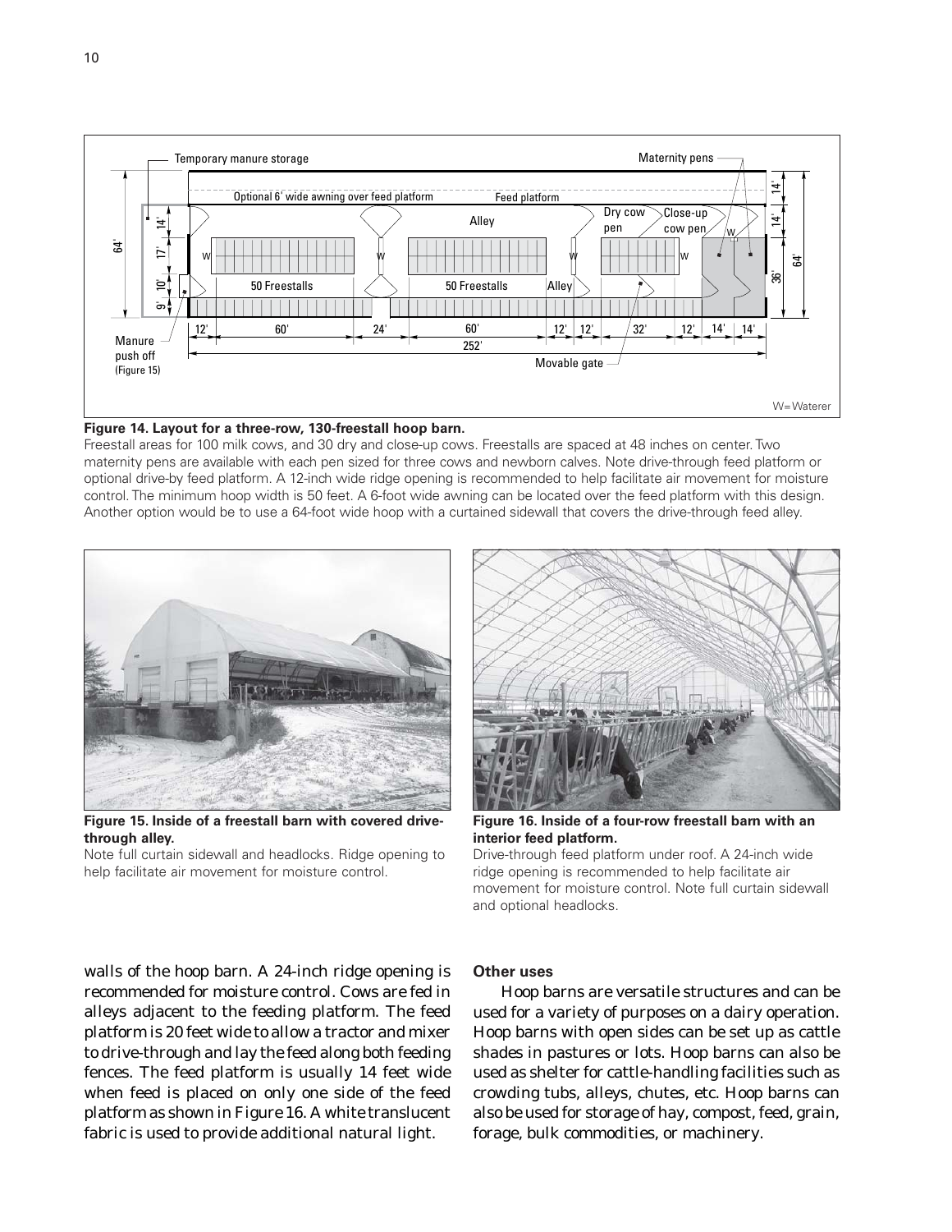Temporary manure storage

Maternity pens

Optional 6' wide awning over feed platform

Feed platform

Alley

Dry cow pen

Close-up cow pen

W

W

W

W

W

50 Freestalls

50 Freestalls

Alley

64'

14'

17'

10'

9'

14'

14'

36'

64'

12'

60'

24'

60'

12'

12'

32'

12'

14'

14'

252'

Manure push off (Figure 15)

Movable gate

W=Waterer

**Figure 14. Layout for a three-row, 130-freestall hoop barn.**

Freestall areas for 100 milk cows, and 30 dry and close-up cows. Freestalls are spaced at 48 inches on center. Two maternity pens are available with each pen sized for three cows and newborn calves. Note drive-through feed platform or optional drive-by feed platform. A 12-inch wide ridge opening is recommended to help facilitate air movement for moisture control. The minimum hoop width is 50 feet. A 6-foot wide awning can be located over the feed platform with this design. Another option would be to use a 64-foot wide hoop with a curtained sidewall that covers the drive-through feed alley.

**Figure 15. Inside of a freestall barn with covered drive-through alley.**

Note full curtain sidewall and headlocks. Ridge opening to help facilitate air movement for moisture control.

**Figure 16. Inside of a four-row freestall barn with an interior feed platform.**

Drive-through feed platform under roof. A 24-inch wide ridge opening is recommended to help facilitate air movement for moisture control. Note full curtain sidewall and optional headlocks.

walls of the hoop barn. A 24-inch ridge opening is recommended for moisture control. Cows are fed in alleys adjacent to the feeding platform. The feed platform is 20 feet wide to allow a tractor and mixer to drive-through and lay the feed along both feeding fences. The feed platform is usually 14 feet wide when feed is placed on only one side of the feed platform as shown in Figure 16. A white translucent fabric is used to provide additional natural light.

### Other uses

Hoop barns are versatile structures and can be used for a variety of purposes on a dairy operation. Hoop barns with open sides can be set up as cattle shades in pastures or lots. Hoop barns can also be used as shelter for cattle-handling facilities such as crowding tubs, alleys, chutes, etc. Hoop barns can also be used for storage of hay, compost, feed, grain, forage, bulk commodities, or machinery.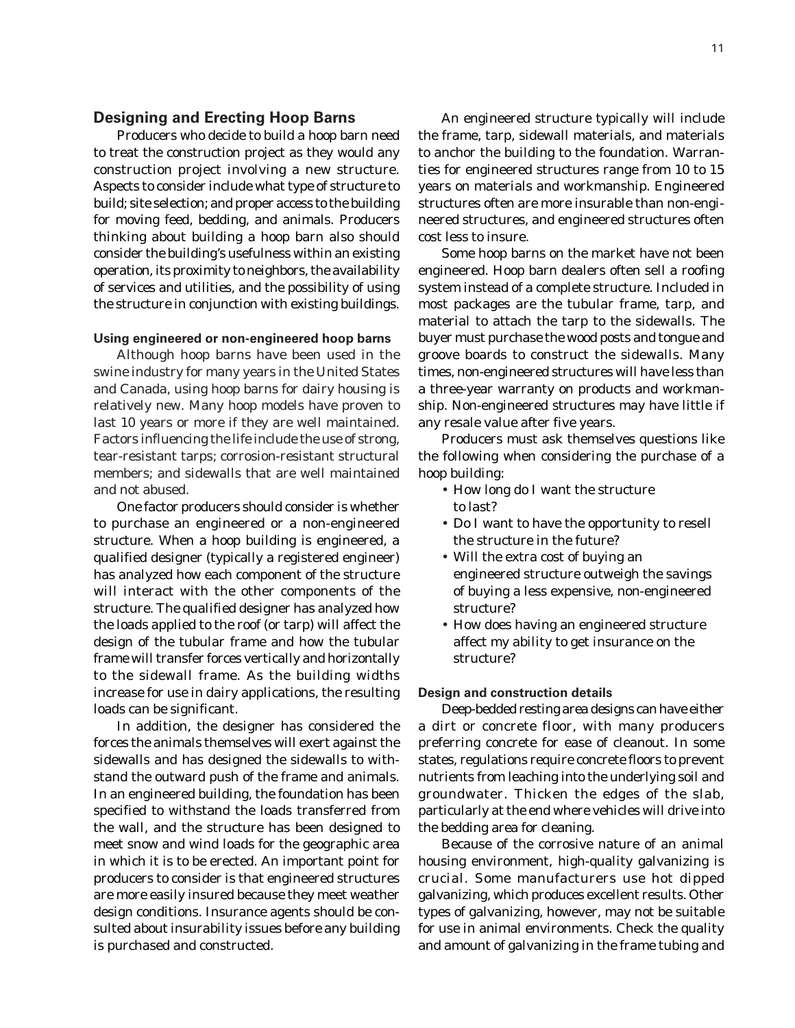## Designing and Erecting Hoop Barns

Producers who decide to build a hoop barn need to treat the construction project as they would any construction project involving a new structure. Aspects to consider include what type of structure to build; site selection; and proper access to the building for moving feed, bedding, and animals. Producers thinking about building a hoop barn also should consider the building's usefulness within an existing operation, its proximity to neighbors, the availability of services and utilities, and the possibility of using the structure in conjunction with existing buildings.

### Using engineered or non-engineered hoop barns

Although hoop barns have been used in the swine industry for many years in the United States and Canada, using hoop barns for dairy housing is relatively new. Many hoop models have proven to last 10 years or more if they are well maintained. Factors influencing the life include the use of strong, tear-resistant tarps; corrosion-resistant structural members; and sidewalls that are well maintained and not abused.

One factor producers should consider is whether to purchase an engineered or a non-engineered structure. When a hoop building is engineered, a qualified designer (typically a registered engineer) has analyzed how each component of the structure will interact with the other components of the structure. The qualified designer has analyzed how the loads applied to the roof (or tarp) will affect the design of the tubular frame and how the tubular frame will transfer forces vertically and horizontally to the sidewall frame. As the building widths increase for use in dairy applications, the resulting loads can be significant.

In addition, the designer has considered the forces the animals themselves will exert against the sidewalls and has designed the sidewalls to withstand the outward push of the frame and animals. In an engineered building, the foundation has been specified to withstand the loads transferred from the wall, and the structure has been designed to meet snow and wind loads for the geographic area in which it is to be erected. An important point for producers to consider is that engineered structures are more easily insured because they meet weather design conditions. Insurance agents should be consulted about insurability issues before any building is purchased and constructed.

An engineered structure typically will include the frame, tarp, sidewall materials, and materials to anchor the building to the foundation. Warranties for engineered structures range from 10 to 15 years on materials and workmanship. Engineered structures often are more insurable than non-engineered structures, and engineered structures often cost less to insure.

Some hoop barns on the market have not been engineered. Hoop barn dealers often sell a roofing system instead of a complete structure. Included in most packages are the tubular frame, tarp, and material to attach the tarp to the sidewalls. The buyer must purchase the wood posts and tongue and groove boards to construct the sidewalls. Many times, non-engineered structures will have less than a three-year warranty on products and workmanship. Non-engineered structures may have little if any resale value after five years.

Producers must ask themselves questions like the following when considering the purchase of a hoop building:

- How long do I want the structure to last?
- Do I want to have the opportunity to resell the structure in the future?
- Will the extra cost of buying an engineered structure outweigh the savings of buying a less expensive, non-engineered structure?
- How does having an engineered structure affect my ability to get insurance on the structure?

### Design and construction details

Deep-bedded resting area designs can have either a dirt or concrete floor, with many producers preferring concrete for ease of cleanout. In some states, regulations require concrete floors to prevent nutrients from leaching into the underlying soil and groundwater. Thicken the edges of the slab, particularly at the end where vehicles will drive into the bedding area for cleaning.

Because of the corrosive nature of an animal housing environment, high-quality galvanizing is crucial. Some manufacturers use hot dipped galvanizing, which produces excellent results. Other types of galvanizing, however, may not be suitable for use in animal environments. Check the quality and amount of galvanizing in the frame tubing and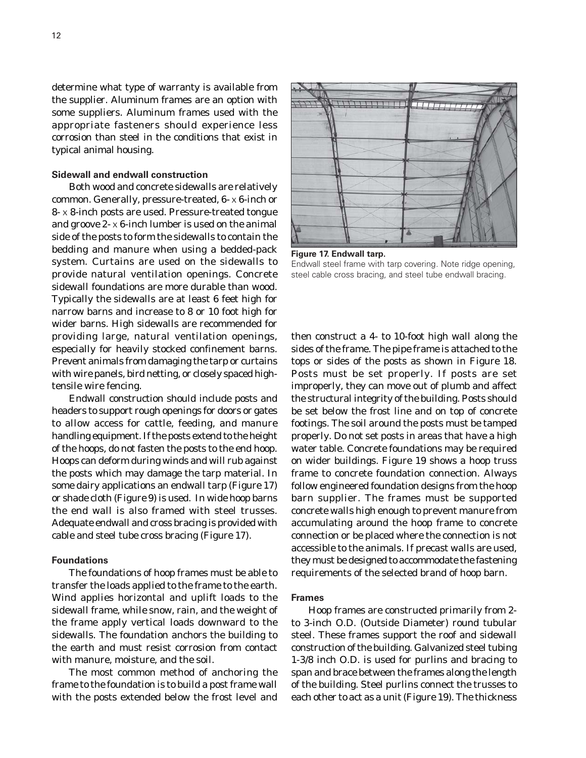determine what type of warranty is available from the supplier. Aluminum frames are an option with some suppliers. Aluminum frames used with the appropriate fasteners should experience less corrosion than steel in the conditions that exist in typical animal housing.

### Sidewall and endwall construction

Both wood and concrete sidewalls are relatively common. Generally, pressure-treated, 6- x 6-inch or 8- x 8-inch posts are used. Pressure-treated tongue and groove 2- x 6-inch lumber is used on the animal side of the posts to form the sidewalls to contain the bedding and manure when using a bedded-pack system. Curtains are used on the sidewalls to provide natural ventilation openings. Concrete sidewall foundations are more durable than wood. Typically the sidewalls are at least 6 feet high for narrow barns and increase to 8 or 10 foot high for wider barns. High sidewalls are recommended for providing large, natural ventilation openings, especially for heavily stocked confinement barns. Prevent animals from damaging the tarp or curtains with wire panels, bird netting, or closely spaced high-tensile wire fencing.

Endwall construction should include posts and headers to support rough openings for doors or gates to allow access for cattle, feeding, and manure handling equipment. If the posts extend to the height of the hoops, do not fasten the posts to the end hoop. Hoops can deform during winds and will rub against the posts which may damage the tarp material. In some dairy applications an endwall tarp (Figure 17) or shade cloth (Figure 9) is used. In wide hoop barns the end wall is also framed with steel trusses. Adequate endwall and cross bracing is provided with cable and steel tube cross bracing (Figure 17).

**Figure 17. Endwall tarp.**
Endwall steel frame with tarp covering. Note ridge opening, steel cable cross bracing, and steel tube endwall bracing.

### Foundations

The foundations of hoop frames must be able to transfer the loads applied to the frame to the earth. Wind applies horizontal and uplift loads to the sidewall frame, while snow, rain, and the weight of the frame apply vertical loads downward to the sidewalls. The foundation anchors the building to the earth and must resist corrosion from contact with manure, moisture, and the soil.

The most common method of anchoring the frame to the foundation is to build a post frame wall with the posts extended below the frost level and then construct a 4- to 10-foot high wall along the sides of the frame. The pipe frame is attached to the tops or sides of the posts as shown in Figure 18. Posts must be set properly. If posts are set improperly, they can move out of plumb and affect the structural integrity of the building. Posts should be set below the frost line and on top of concrete footings. The soil around the posts must be tamped properly. Do not set posts in areas that have a high water table. Concrete foundations may be required on wider buildings. Figure 19 shows a hoop truss frame to concrete foundation connection. Always follow engineered foundation designs from the hoop barn supplier. The frames must be supported concrete walls high enough to prevent manure from accumulating around the hoop frame to concrete connection or be placed where the connection is not accessible to the animals. If precast walls are used, they must be designed to accommodate the fastening requirements of the selected brand of hoop barn.

### Frames

Hoop frames are constructed primarily from 2- to 3-inch O.D. (Outside Diameter) round tubular steel. These frames support the roof and sidewall construction of the building. Galvanized steel tubing 1-3/8 inch O.D. is used for purlins and bracing to span and brace between the frames along the length of the building. Steel purlins connect the trusses to each other to act as a unit (Figure 19). The thickness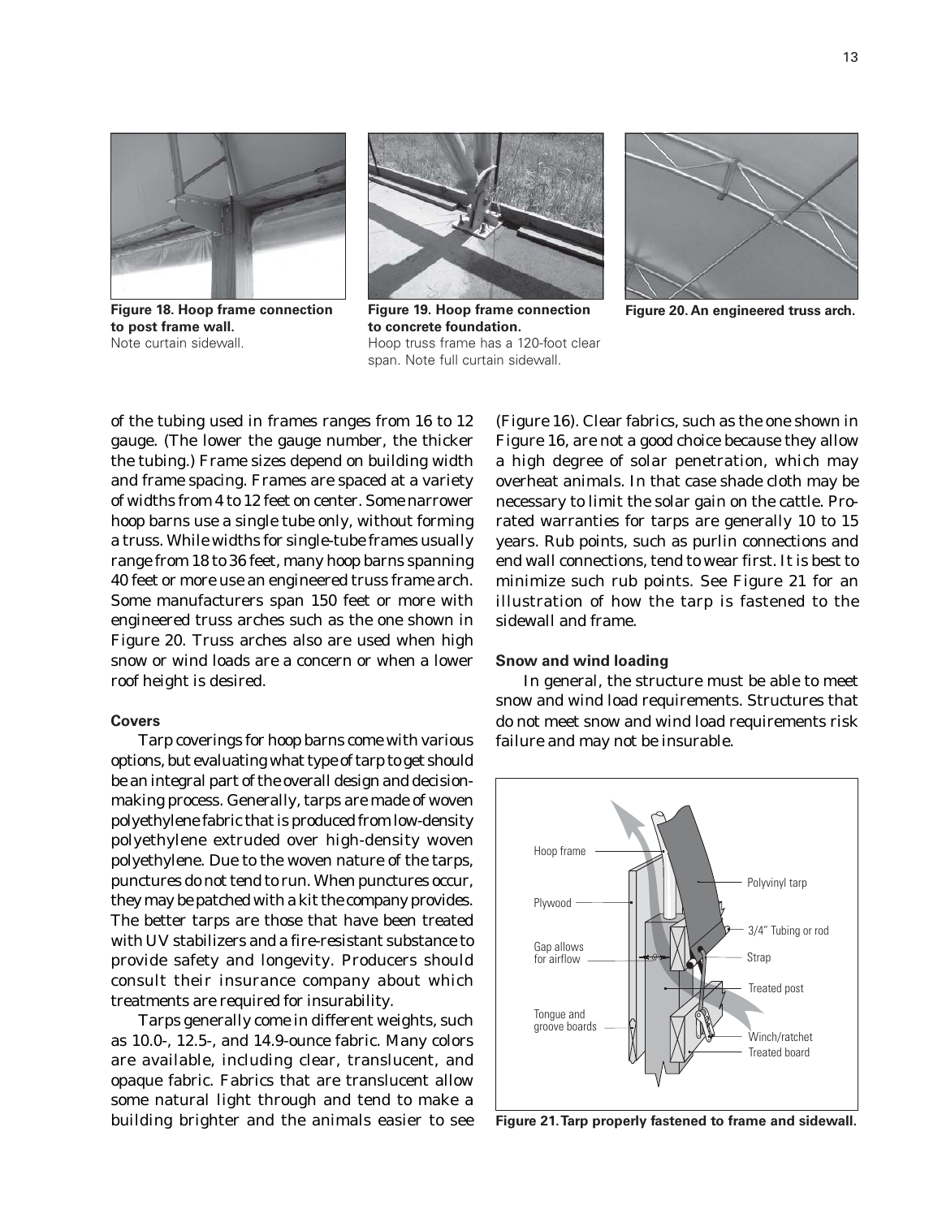Figure 18. Hoop frame connection to post frame wall.
Note curtain sidewall.

Figure 19. Hoop frame connection to concrete foundation.
Hoop truss frame has a 120-foot clear span. Note full curtain sidewall.

Figure 20. An engineered truss arch.

of the tubing used in frames ranges from 16 to 12 gauge. (The lower the gauge number, the thicker the tubing.) Frame sizes depend on building width and frame spacing. Frames are spaced at a variety of widths from 4 to 12 feet on center. Some narrower hoop barns use a single tube only, without forming a truss. While widths for single-tube frames usually range from 18 to 36 feet, many hoop barns spanning 40 feet or more use an engineered truss frame arch. Some manufacturers span 150 feet or more with engineered truss arches such as the one shown in Figure 20. Truss arches also are used when high snow or wind loads are a concern or when a lower roof height is desired.

#### Covers

Tarp coverings for hoop barns come with various options, but evaluating what type of tarp to get should be an integral part of the overall design and decision-making process. Generally, tarps are made of woven polyethylene fabric that is produced from low-density polyethylene extruded over high-density woven polyethylene. Due to the woven nature of the tarps, punctures do not tend to run. When punctures occur, they may be patched with a kit the company provides. The better tarps are those that have been treated with UV stabilizers and a fire-resistant substance to provide safety and longevity. Producers should consult their insurance company about which treatments are required for insurability.

Tarps generally come in different weights, such as 10.0-, 12.5-, and 14.9-ounce fabric. Many colors are available, including clear, translucent, and opaque fabric. Fabrics that are translucent allow some natural light through and tend to make a building brighter and the animals easier to see (Figure 16). Clear fabrics, such as the one shown in Figure 16, are not a good choice because they allow a high degree of solar penetration, which may overheat animals. In that case shade cloth may be necessary to limit the solar gain on the cattle. Prorated warranties for tarps are generally 10 to 15 years. Rub points, such as purlin connections and end wall connections, tend to wear first. It is best to minimize such rub points. See Figure 21 for an illustration of how the tarp is fastened to the sidewall and frame.

#### Snow and wind loading

In general, the structure must be able to meet snow and wind load requirements. Structures that do not meet snow and wind load requirements risk failure and may not be insurable.

Hoop frame
Plywood
Gap allows for airflow
Tongue and groove boards
Polyvinyl tarp
3/4" Tubing or rod
Strap
Treated post
Winch/ratchet
Treated board

Figure 21. Tarp properly fastened to frame and sidewall.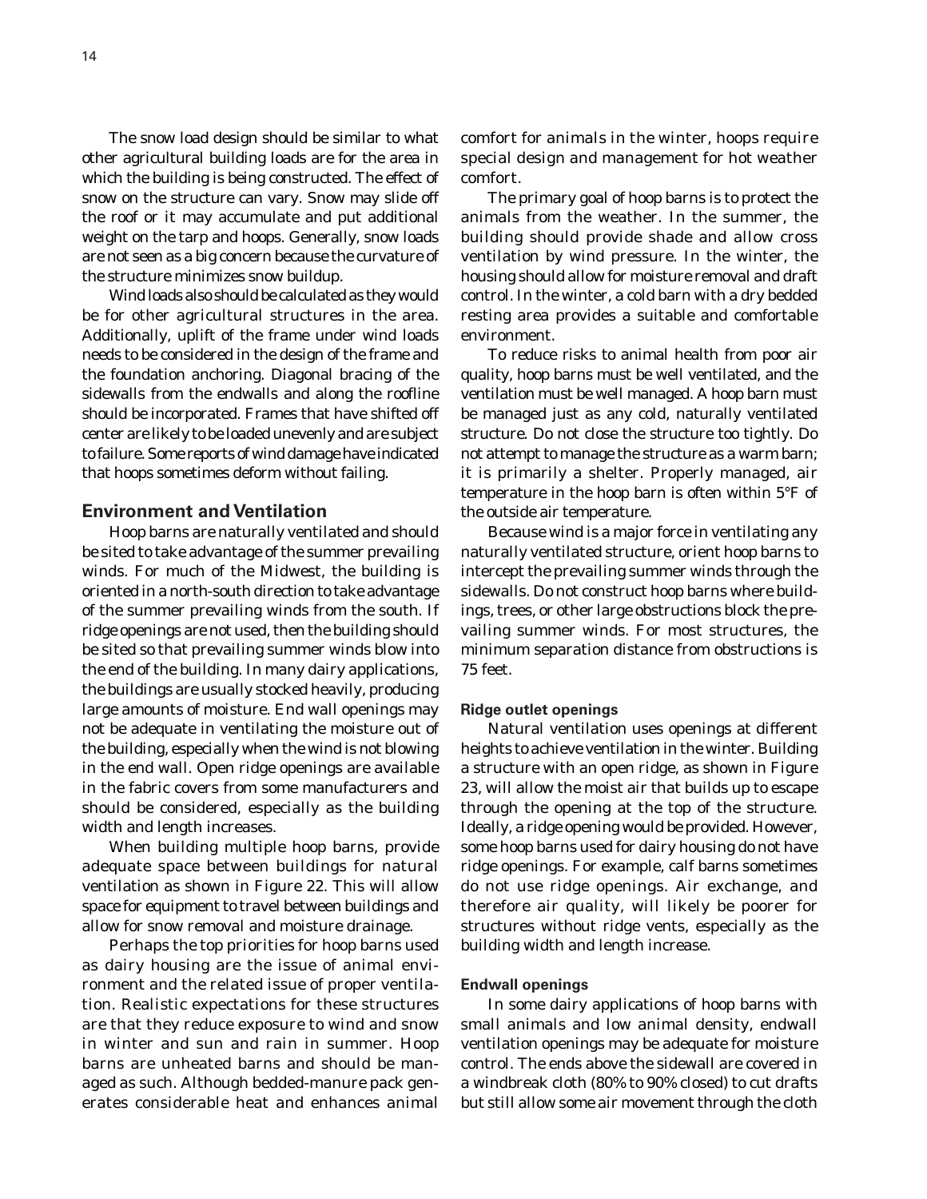The snow load design should be similar to what other agricultural building loads are for the area in which the building is being constructed. The effect of snow on the structure can vary. Snow may slide off the roof or it may accumulate and put additional weight on the tarp and hoops. Generally, snow loads are not seen as a big concern because the curvature of the structure minimizes snow buildup.

Wind loads also should be calculated as they would be for other agricultural structures in the area. Additionally, uplift of the frame under wind loads needs to be considered in the design of the frame and the foundation anchoring. Diagonal bracing of the sidewalls from the endwalls and along the roofline should be incorporated. Frames that have shifted off center are likely to be loaded unevenly and are subject to failure. Some reports of wind damage have indicated that hoops sometimes deform without failing.

## Environment and Ventilation

Hoop barns are naturally ventilated and should be sited to take advantage of the summer prevailing winds. For much of the Midwest, the building is oriented in a north-south direction to take advantage of the summer prevailing winds from the south. If ridge openings are not used, then the building should be sited so that prevailing summer winds blow into the end of the building. In many dairy applications, the buildings are usually stocked heavily, producing large amounts of moisture. End wall openings may not be adequate in ventilating the moisture out of the building, especially when the wind is not blowing in the end wall. Open ridge openings are available in the fabric covers from some manufacturers and should be considered, especially as the building width and length increases.

When building multiple hoop barns, provide adequate space between buildings for natural ventilation as shown in Figure 22. This will allow space for equipment to travel between buildings and allow for snow removal and moisture drainage.

Perhaps the top priorities for hoop barns used as dairy housing are the issue of animal environment and the related issue of proper ventilation. Realistic expectations for these structures are that they reduce exposure to wind and snow in winter and sun and rain in summer. Hoop barns are unheated barns and should be managed as such. Although bedded-manure pack generates considerable heat and enhances animal comfort for animals in the winter, hoops require special design and management for hot weather comfort.

The primary goal of hoop barns is to protect the animals from the weather. In the summer, the building should provide shade and allow cross ventilation by wind pressure. In the winter, the housing should allow for moisture removal and draft control. In the winter, a cold barn with a dry bedded resting area provides a suitable and comfortable environment.

To reduce risks to animal health from poor air quality, hoop barns must be well ventilated, and the ventilation must be well managed. A hoop barn must be managed just as any cold, naturally ventilated structure. Do not close the structure too tightly. Do not attempt to manage the structure as a warm barn; it is primarily a shelter. Properly managed, air temperature in the hoop barn is often within 5°F of the outside air temperature.

Because wind is a major force in ventilating any naturally ventilated structure, orient hoop barns to intercept the prevailing summer winds through the sidewalls. Do not construct hoop barns where buildings, trees, or other large obstructions block the prevailing summer winds. For most structures, the minimum separation distance from obstructions is 75 feet.

### Ridge outlet openings

Natural ventilation uses openings at different heights to achieve ventilation in the winter. Building a structure with an open ridge, as shown in Figure 23, will allow the moist air that builds up to escape through the opening at the top of the structure. Ideally, a ridge opening would be provided. However, some hoop barns used for dairy housing do not have ridge openings. For example, calf barns sometimes do not use ridge openings. Air exchange, and therefore air quality, will likely be poorer for structures without ridge vents, especially as the building width and length increase.

### Endwall openings

In some dairy applications of hoop barns with small animals and low animal density, endwall ventilation openings may be adequate for moisture control. The ends above the sidewall are covered in a windbreak cloth (80% to 90% closed) to cut drafts but still allow some air movement through the cloth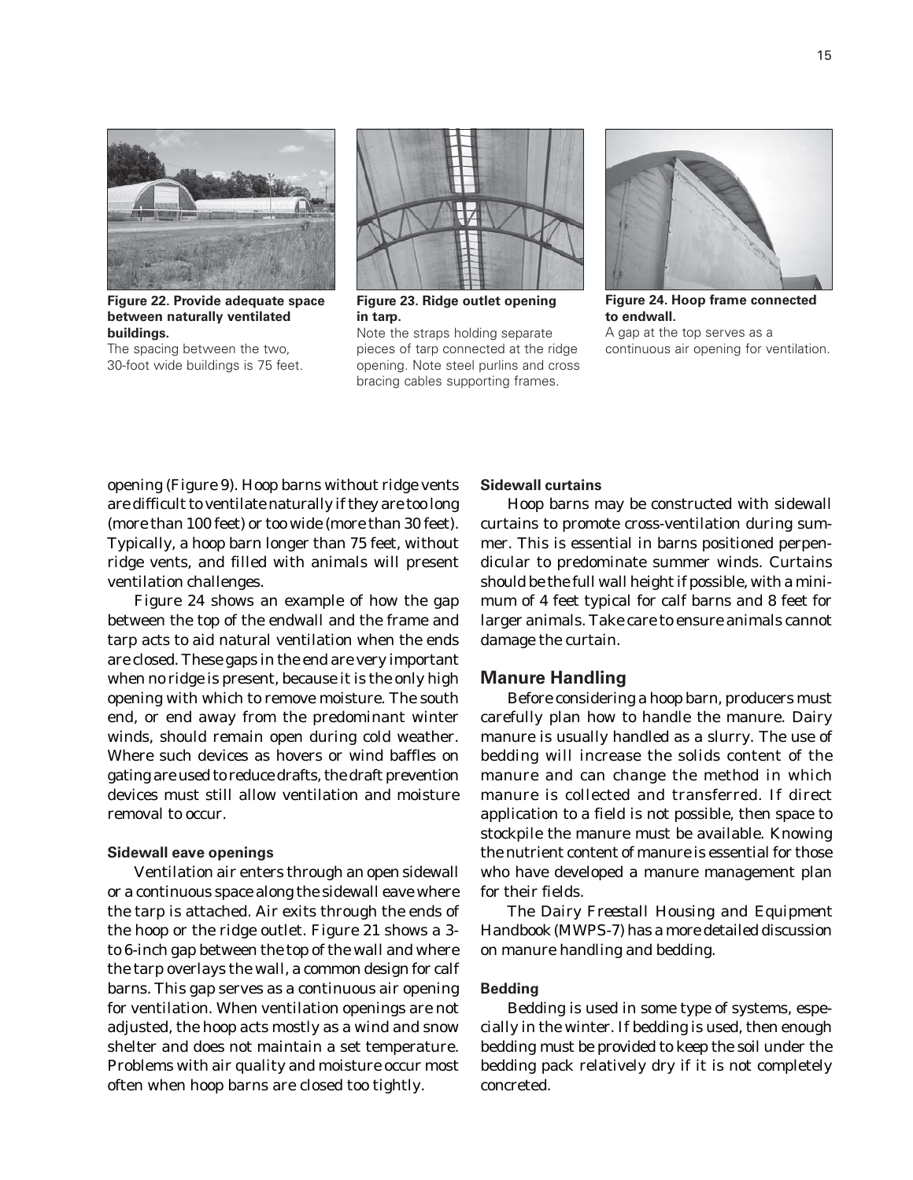**Figure 22. Provide adequate space between naturally ventilated buildings.**
The spacing between the two, 30-foot wide buildings is 75 feet.

**Figure 23. Ridge outlet opening in tarp.**
Note the straps holding separate pieces of tarp connected at the ridge opening. Note steel purlins and cross bracing cables supporting frames.

**Figure 24. Hoop frame connected to endwall.**
A gap at the top serves as a continuous air opening for ventilation.

opening (Figure 9). Hoop barns without ridge vents are difficult to ventilate naturally if they are too long (more than 100 feet) or too wide (more than 30 feet). Typically, a hoop barn longer than 75 feet, without ridge vents, and filled with animals will present ventilation challenges.

Figure 24 shows an example of how the gap between the top of the endwall and the frame and tarp acts to aid natural ventilation when the ends are closed. These gaps in the end are very important when no ridge is present, because it is the only high opening with which to remove moisture. The south end, or end away from the predominant winter winds, should remain open during cold weather. Where such devices as hovers or wind baffles on gating are used to reduce drafts, the draft prevention devices must still allow ventilation and moisture removal to occur.

#### Sidewall eave openings

Ventilation air enters through an open sidewall or a continuous space along the sidewall eave where the tarp is attached. Air exits through the ends of the hoop or the ridge outlet. Figure 21 shows a 3- to 6-inch gap between the top of the wall and where the tarp overlays the wall, a common design for calf barns. This gap serves as a continuous air opening for ventilation. When ventilation openings are not adjusted, the hoop acts mostly as a wind and snow shelter and does not maintain a set temperature. Problems with air quality and moisture occur most often when hoop barns are closed too tightly.

#### Sidewall curtains

Hoop barns may be constructed with sidewall curtains to promote cross-ventilation during summer. This is essential in barns positioned perpendicular to predominate summer winds. Curtains should be the full wall height if possible, with a minimum of 4 feet typical for calf barns and 8 feet for larger animals. Take care to ensure animals cannot damage the curtain.

## Manure Handling

Before considering a hoop barn, producers must carefully plan how to handle the manure. Dairy manure is usually handled as a slurry. The use of bedding will increase the solids content of the manure and can change the method in which manure is collected and transferred. If direct application to a field is not possible, then space to stockpile the manure must be available. Knowing the nutrient content of manure is essential for those who have developed a manure management plan for their fields.

The *Dairy Freestall Housing and Equipment Handbook* (MWPS-7) has a more detailed discussion on manure handling and bedding.

#### Bedding

Bedding is used in some type of systems, especially in the winter. If bedding is used, then enough bedding must be provided to keep the soil under the bedding pack relatively dry if it is not completely concreted.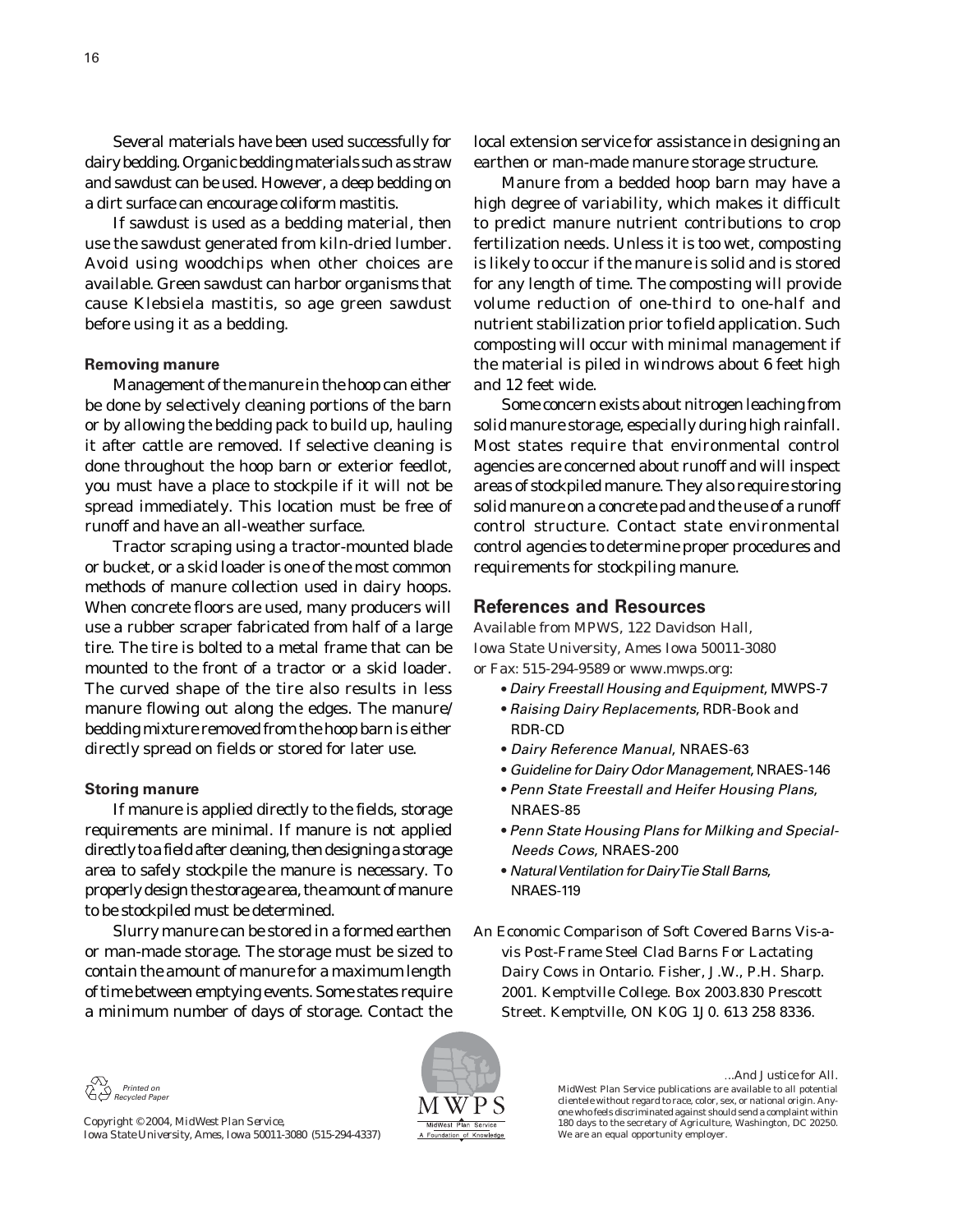Several materials have been used successfully for dairy bedding. Organic bedding materials such as straw and sawdust can be used. However, a deep bedding on a dirt surface can encourage coliform mastitis.

If sawdust is used as a bedding material, then use the sawdust generated from kiln-dried lumber. Avoid using woodchips when other choices are available. Green sawdust can harbor organisms that cause Klebsiela mastitis, so age green sawdust before using it as a bedding.

#### Removing manure

Management of the manure in the hoop can either be done by selectively cleaning portions of the barn or by allowing the bedding pack to build up, hauling it after cattle are removed. If selective cleaning is done throughout the hoop barn or exterior feedlot, you must have a place to stockpile if it will not be spread immediately. This location must be free of runoff and have an all-weather surface.

Tractor scraping using a tractor-mounted blade or bucket, or a skid loader is one of the most common methods of manure collection used in dairy hoops. When concrete floors are used, many producers will use a rubber scraper fabricated from half of a large tire. The tire is bolted to a metal frame that can be mounted to the front of a tractor or a skid loader. The curved shape of the tire also results in less manure flowing out along the edges. The manure/bedding mixture removed from the hoop barn is either directly spread on fields or stored for later use.

#### Storing manure

If manure is applied directly to the fields, storage requirements are minimal. If manure is not applied directly to a field after cleaning, then designing a storage area to safely stockpile the manure is necessary. To properly design the storage area, the amount of manure to be stockpiled must be determined.

Slurry manure can be stored in a formed earthen or man-made storage. The storage must be sized to contain the amount of manure for a maximum length of time between emptying events. Some states require a minimum number of days of storage. Contact the local extension service for assistance in designing an earthen or man-made manure storage structure.

Manure from a bedded hoop barn may have a high degree of variability, which makes it difficult to predict manure nutrient contributions to crop fertilization needs. Unless it is too wet, composting is likely to occur if the manure is solid and is stored for any length of time. The composting will provide volume reduction of one-third to one-half and nutrient stabilization prior to field application. Such composting will occur with minimal management if the material is piled in windrows about 6 feet high and 12 feet wide.

Some concern exists about nitrogen leaching from solid manure storage, especially during high rainfall. Most states require that environmental control agencies are concerned about runoff and will inspect areas of stockpiled manure. They also require storing solid manure on a concrete pad and the use of a runoff control structure. Contact state environmental control agencies to determine proper procedures and requirements for stockpiling manure.

## References and Resources

Available from MPWS, 122 Davidson Hall, Iowa State University, Ames Iowa 50011-3080 or Fax: 515-294-9589 or www.mwps.org:

- *Dairy Freestall Housing and Equipment*, MWPS-7
- *Raising Dairy Replacements*, RDR-Book and RDR-CD
- *Dairy Reference Manual*, NRAES-63
- *Guideline for Dairy Odor Management*, NRAES-146
- *Penn State Freestall and Heifer Housing Plans*, NRAES-85
- *Penn State Housing Plans for Milking and Special-Needs Cows*, NRAES-200
- *Natural Ventilation for Dairy Tie Stall Barns*, NRAES-119

An Economic Comparison of Soft Covered Barns Vis-a-vis Post-Frame Steel Clad Barns For Lactating Dairy Cows in Ontario. Fisher, J.W., P.H. Sharp. 2001. Kemptville College. Box 2003.830 Prescott Street. Kemptville, ON K0G 1J0. 613 258 8336.

Printed on Recycled Paper

Copyright © 2004, MidWest Plan Service, Iowa State University, Ames, Iowa 50011-3080 (515-294-4337)

MWPS — MidWest Plan Service — A Foundation of Knowledge

...And Justice for All.
MidWest Plan Service publications are available to all potential clientele without regard to race, color, sex, or national origin. Anyone who feels discriminated against should send a complaint within 180 days to the secretary of Agriculture, Washington, DC 20250. We are an equal opportunity employer.